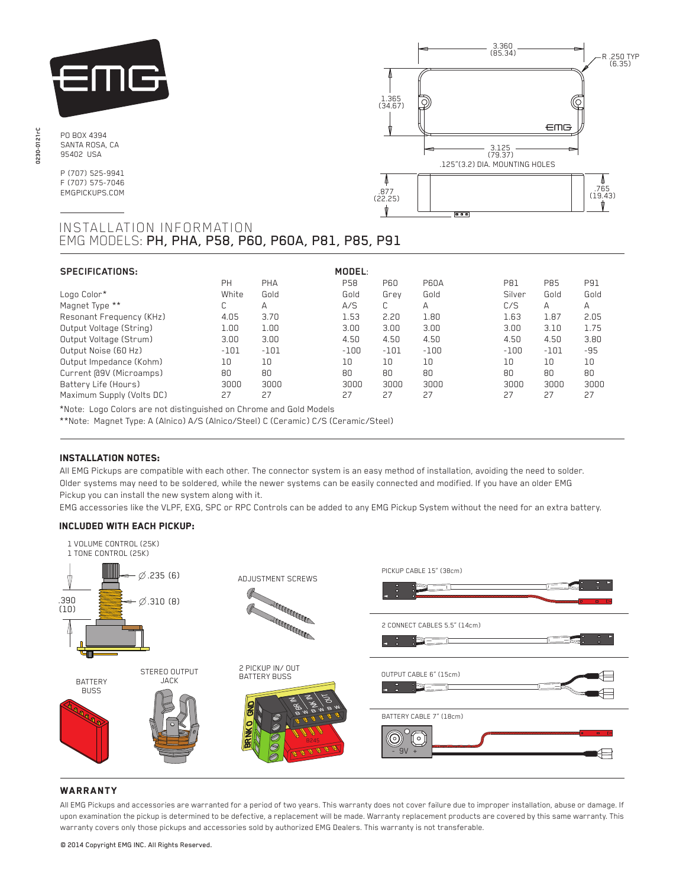PO BOX 4394
SANTA ROSA, CA
95402 USA

P (707) 525-9941
F (707) 575-7046
EMGPICKUPS.COM

3.360 (85.34)
R .250 TYP (6.35)
1.365 (34.67)
3.125 (79.37)
.125"(3.2) DIA. MOUNTING HOLES
.877 (22.25)
.765 (19.43)

# INSTALLATION INFORMATION
## EMG MODELS: PH, PHA, P58, P60, P60A, P81, P85, P91

| SPECIFICATIONS: | MODEL: | | | | | | | |
|---|---|---|---|---|---|---|---|---|
| | PH | PHA | P58 | P60 | P60A | P81 | P85 | P91 |
| Logo Color* | White | Gold | Gold | Grey | Gold | Silver | Gold | Gold |
| Magnet Type ** | C | A | A/S | C | A | C/S | A | A |
| Resonant Frequency (KHz) | 4.05 | 3.70 | 1.53 | 2.20 | 1.80 | 1.63 | 1.87 | 2.05 |
| Output Voltage (String) | 1.00 | 1.00 | 3.00 | 3.00 | 3.00 | 3.00 | 3.10 | 1.75 |
| Output Voltage (Strum) | 3.00 | 3.00 | 4.50 | 4.50 | 4.50 | 4.50 | 4.50 | 3.80 |
| Output Noise (60 Hz) | -101 | -101 | -100 | -101 | -100 | -100 | -101 | -95 |
| Output Impedance (Kohm) | 10 | 10 | 10 | 10 | 10 | 10 | 10 | 10 |
| Current @9V (Microamps) | 80 | 80 | 80 | 80 | 80 | 80 | 80 | 80 |
| Battery Life (Hours) | 3000 | 3000 | 3000 | 3000 | 3000 | 3000 | 3000 | 3000 |
| Maximum Supply (Volts DC) | 27 | 27 | 27 | 27 | 27 | 27 | 27 | 27 |

*Note: Logo Colors are not distinguished on Chrome and Gold Models

**Note: Magnet Type: A (Alnico) A/S (Alnico/Steel) C (Ceramic) C/S (Ceramic/Steel)

### INSTALLATION NOTES:

All EMG Pickups are compatible with each other. The connector system is an easy method of installation, avoiding the need to solder. Older systems may need to be soldered, while the newer systems can be easily connected and modified. If you have an older EMG Pickup you can install the new system along with it.

EMG accessories like the VLPF, EXG, SPC or RPC Controls can be added to any EMG Pickup System without the need for an extra battery.

### INCLUDED WITH EACH PICKUP:

1 VOLUME CONTROL (25K)
1 TONE CONTROL (25K)

∅.235 (6)
∅.310 (8)
.390 (10)

ADJUSTMENT SCREWS

PICKUP CABLE 15" (38cm)

2 CONNECT CABLES 5.5" (14cm)

BATTERY BUSS

STEREO OUTPUT JACK

2 PICKUP IN/ OUT BATTERY BUSS

OUTPUT CABLE 6" (15cm)

BATTERY CABLE 7" (18cm)

- 9V +

### WARRANTY

All EMG Pickups and accessories are warranted for a period of two years. This warranty does not cover failure due to improper installation, abuse or damage. If upon examination the pickup is determined to be defective, a replacement will be made. Warranty replacement products are covered by this same warranty. This warranty covers only those pickups and accessories sold by authorized EMG Dealers. This warranty is not transferable.

© 2014 Copyright EMG INC. All Rights Reserved.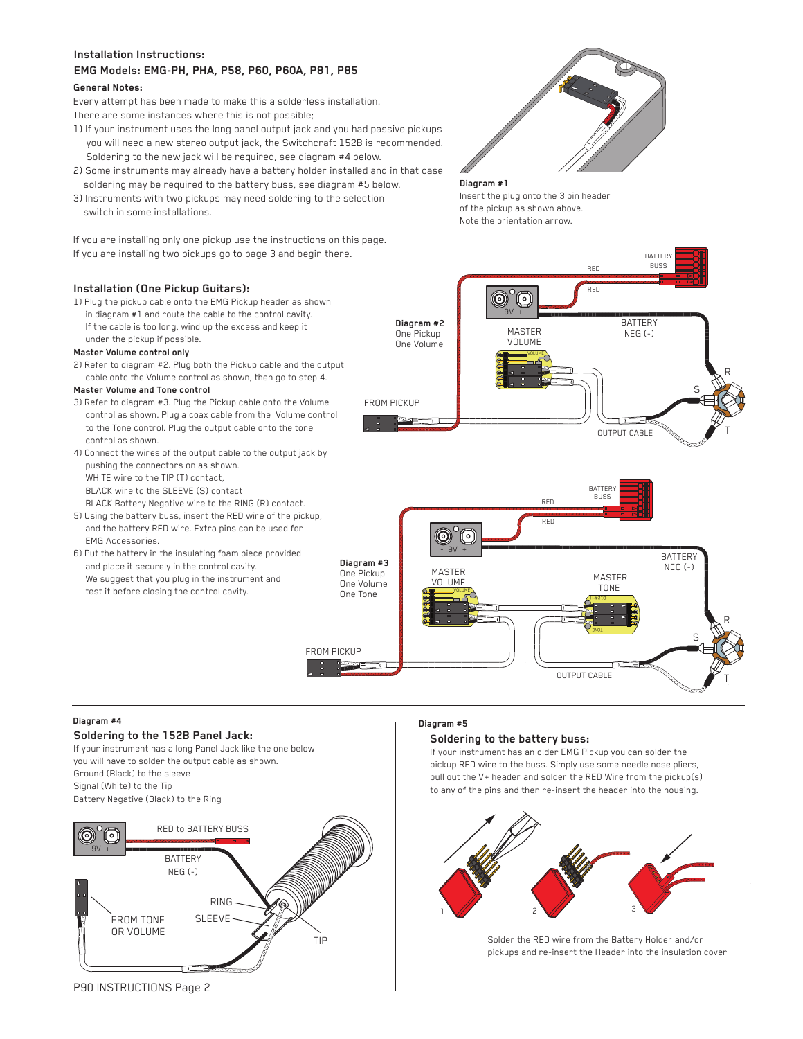## Installation Instructions:

## EMG Models: EMG-PH, PHA, P58, P60, P60A, P81, P85

### General Notes:

Every attempt has been made to make this a solderless installation.
There are some instances where this is not possible;

1) If your instrument uses the long panel output jack and you had passive pickups you will need a new stereo output jack, the Switchcraft 152B is recommended. Soldering to the new jack will be required, see diagram #4 below.
2) Some instruments may already have a battery holder installed and in that case soldering may be required to the battery buss, see diagram #5 below.
3) Instruments with two pickups may need soldering to the selection switch in some installations.

**Diagram #1**
Insert the plug onto the 3 pin header of the pickup as shown above.
Note the orientation arrow.

If you are installing only one pickup use the instructions on this page.
If you are installing two pickups go to page 3 and begin there.

## Installation (One Pickup Guitars):

1) Plug the pickup cable onto the EMG Pickup header as shown in diagram #1 and route the cable to the control cavity. If the cable is too long, wind up the excess and keep it under the pickup if possible.

**Master Volume control only**

2) Refer to diagram #2. Plug both the Pickup cable and the output cable onto the Volume control as shown, then go to step 4.

**Master Volume and Tone control**

3) Refer to diagram #3. Plug the Pickup cable onto the Volume control as shown. Plug a coax cable from the Volume control to the Tone control. Plug the output cable onto the tone control as shown.
4) Connect the wires of the output cable to the output jack by pushing the connectors on as shown.
   WHITE wire to the TIP (T) contact,
   BLACK wire to the SLEEVE (S) contact
   BLACK Battery Negative wire to the RING (R) contact.
5) Using the battery buss, insert the RED wire of the pickup, and the battery RED wire. Extra pins can be used for EMG Accessories.
6) Put the battery in the insulating foam piece provided and place it securely in the control cavity.
   We suggest that you plug in the instrument and test it before closing the control cavity.

**Diagram #2**
One Pickup
One Volume

BATTERY BUSS, RED, RED, - 9V +, MASTER VOLUME, BATTERY NEG (-), R, S, T, FROM PICKUP, OUTPUT CABLE

**Diagram #3**
One Pickup
One Volume
One Tone

BATTERY BUSS, RED, RED, - 9V +, MASTER VOLUME, MASTER TONE, BATTERY NEG (-), R, S, T, FROM PICKUP, OUTPUT CABLE

**Diagram #4**

### Soldering to the 152B Panel Jack:

If your instrument has a long Panel Jack like the one below you will have to solder the output cable as shown.
Ground (Black) to the sleeve
Signal (White) to the Tip
Battery Negative (Black) to the Ring

- 9V +, RED to BATTERY BUSS, BATTERY NEG (-), RING, SLEEVE, TIP, FROM TONE OR VOLUME

**Diagram #5**

### Soldering to the battery buss:

If your instrument has an older EMG Pickup you can solder the pickup RED wire to the buss. Simply use some needle nose pliers, pull out the V+ header and solder the RED Wire from the pickup(s) to any of the pins and then re-insert the header into the housing.

1, 2, 3

Solder the RED wire from the Battery Holder and/or pickups and re-insert the Header into the insulation cover

P90 INSTRUCTIONS Page 2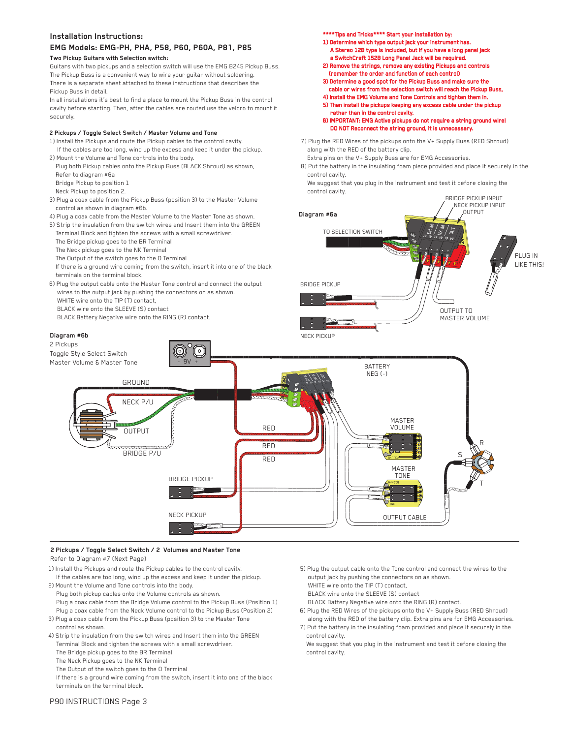## Installation Instructions:

## EMG Models: EMG-PH, PHA, P58, P60, P60A, P81, P85

### Two Pickup Guitars with Selection switch:

Guitars with two pickups and a selection switch will use the EMG B245 Pickup Buss. The Pickup Buss is a convenient way to wire your guitar without soldering. There is a separate sheet attached to these instructions that describes the Pickup Buss in detail.

In all installations it's best to find a place to mount the Pickup Buss in the control cavity before starting. Then, after the cables are routed use the velcro to mount it securely.

**\*\*\*\*Tips and Tricks\*\*\*\* Start your installation by:**

1) Determine which type output jack your instrument has. A Stereo 12B type is included, but if you have a long panel jack a SwitchCraft 152B Long Panel Jack will be required.
2) Remove the strings, remove any existing Pickups and controls (remember the order and function of each control)
3) Determine a good spot for the Pickup Buss and make sure the cable or wires from the selection switch will reach the Pickup Buss.
4) Install the EMG Volume and Tone Controls and tighten them in.
5) Then install the pickups keeping any excess cable under the pickup rather than in the control cavity.
6) IMPORTANT: EMG Active pickups do not require a string ground wire! DO NOT Reconnect the string ground, it is unnecessary.

### 2 Pickups / Toggle Select Switch / Master Volume and Tone

1) Install the Pickups and route the Pickup cables to the control cavity. If the cables are too long, wind up the excess and keep it under the pickup.
2) Mount the Volume and Tone controls into the body. Plug both Pickup cables onto the Pickup Buss (BLACK Shroud) as shown, Refer to diagram #6a
   Bridge Pickup to position 1
   Neck Pickup to position 2.
3) Plug a coax cable from the Pickup Buss (position 3) to the Master Volume control as shown in diagram #6b.
4) Plug a coax cable from the Master Volume to the Master Tone as shown.
5) Strip the insulation from the switch wires and Insert them into the GREEN Terminal Block and tighten the screws with a small screwdriver.
   The Bridge pickup goes to the BR Terminal
   The Neck pickup goes to the NK Terminal
   The Output of the switch goes to the O Terminal
   If there is a ground wire coming from the switch, insert it into one of the black terminals on the terminal block.
6) Plug the output cable onto the Master Tone control and connect the output wires to the output jack by pushing the connectors on as shown.
   WHITE wire onto the TIP (T) contact,
   BLACK wire onto the SLEEVE (S) contact
   BLACK Battery Negative wire onto the RING (R) contact.
7) Plug the RED Wires of the pickups onto the V+ Supply Buss (RED Shroud) along with the RED of the battery clip.
   Extra pins on the V+ Supply Buss are for EMG Accessories.
8) Put the battery in the insulating foam piece provided and place it securely in the control cavity.
   We suggest that you plug in the instrument and test it before closing the control cavity.

**Diagram #6a**

**Diagram #6b**
2 Pickups
Toggle Style Select Switch
Master Volume & Master Tone

### 2 Pickups / Toggle Select Switch / 2 Volumes and Master Tone

Refer to Diagram #7 (Next Page)

1) Install the Pickups and route the Pickup cables to the control cavity. If the cables are too long, wind up the excess and keep it under the pickup.
2) Mount the Volume and Tone controls into the body.
   Plug both pickup cables onto the Volume controls as shown.
   Plug a coax cable from the Bridge Volume control to the Pickup Buss (Position 1)
   Plug a coax cable from the Neck Volume control to the Pickup Buss (Position 2)
3) Plug a coax cable from the Pickup Buss (position 3) to the Master Tone control as shown.
4) Strip the insulation from the switch wires and Insert them into the GREEN Terminal Block and tighten the screws with a small screwdriver.
   The Bridge pickup goes to the BR Terminal
   The Neck Pickup goes to the NK Terminal
   The Output of the switch goes to the O Terminal
   If there is a ground wire coming from the switch, insert it into one of the black terminals on the terminal block.
5) Plug the output cable onto the Tone control and connect the wires to the output jack by pushing the connectors on as shown.
   WHITE wire onto the TIP (T) contact,
   BLACK wire onto the SLEEVE (S) contact
   BLACK Battery Negative wire onto the RING (R) contact.
6) Plug the RED Wires of the pickups onto the V+ Supply Buss (RED Shroud) along with the RED of the battery clip. Extra pins are for EMG Accessories.
7) Put the battery in the insulating foam provided and place it securely in the control cavity.
   We suggest that you plug in the instrument and test it before closing the control cavity.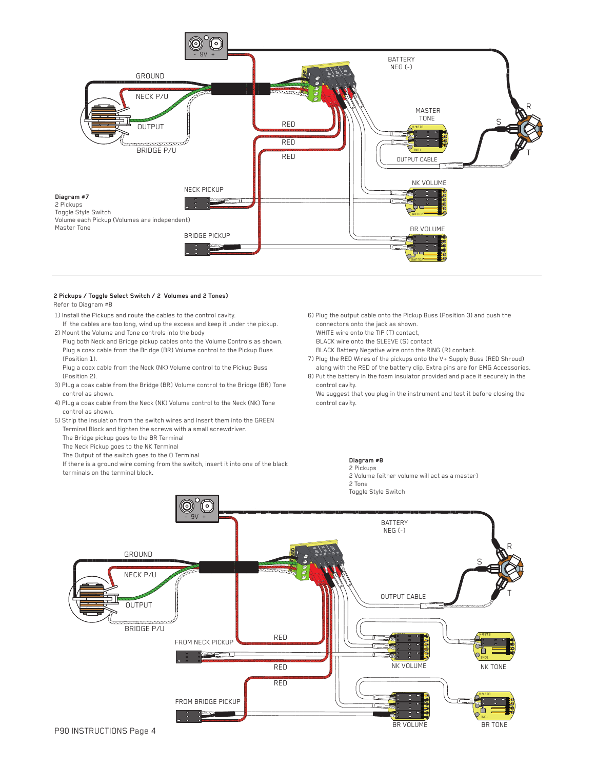- 9V +

BATTERY NEG (-)

GROUND

NECK P/U

OUTPUT

BRIDGE P/U

RED

RED

RED

MASTER TONE

R

S

T

OUTPUT CABLE

NK VOLUME

NECK PICKUP

BRIDGE PICKUP

BR VOLUME

**Diagram #7**
2 Pickups
Toggle Style Switch
Volume each Pickup (Volumes are independent)
Master Tone

---

**2 Pickups / Toggle Select Switch / 2 Volumes and 2 Tones)**
Refer to Diagram #8

1) Install the Pickups and route the cables to the control cavity.
   If the cables are too long, wind up the excess and keep it under the pickup.
2) Mount the Volume and Tone controls into the body
   Plug both Neck and Bridge pickup cables onto the Volume Controls as shown.
   Plug a coax cable from the Bridge (BR) Volume control to the Pickup Buss (Position 1).
   Plug a coax cable from the Neck (NK) Volume control to the Pickup Buss (Position 2).
3) Plug a coax cable from the Bridge (BR) Volume control to the Bridge (BR) Tone control as shown.
4) Plug a coax cable from the Neck (NK) Volume control to the Neck (NK) Tone control as shown.
5) Strip the insulation from the switch wires and Insert them into the GREEN Terminal Block and tighten the screws with a small screwdriver.
   The Bridge pickup goes to the BR Terminal
   The Neck Pickup goes to the NK Terminal
   The Output of the switch goes to the O Terminal
   If there is a ground wire coming from the switch, insert it into one of the black terminals on the terminal block.
6) Plug the output cable onto the Pickup Buss (Position 3) and push the connectors onto the jack as shown.
   WHITE wire onto the TIP (T) contact,
   BLACK wire onto the SLEEVE (S) contact
   BLACK Battery Negative wire onto the RING (R) contact.
7) Plug the RED Wires of the pickups onto the V+ Supply Buss (RED Shroud) along with the RED of the battery clip. Extra pins are for EMG Accessories.
8) Put the battery in the foam insulator provided and place it securely in the control cavity.
   We suggest that you plug in the instrument and test it before closing the control cavity.

**Diagram #8**
2 Pickups
2 Volume (either volume will act as a master)
2 Tone
Toggle Style Switch

- 9V +

BATTERY NEG (-)

GROUND

NECK P/U

OUTPUT

BRIDGE P/U

R

S

T

OUTPUT CABLE

FROM NECK PICKUP

RED

RED

RED

NK VOLUME

NK TONE

FROM BRIDGE PICKUP

BR VOLUME

BR TONE